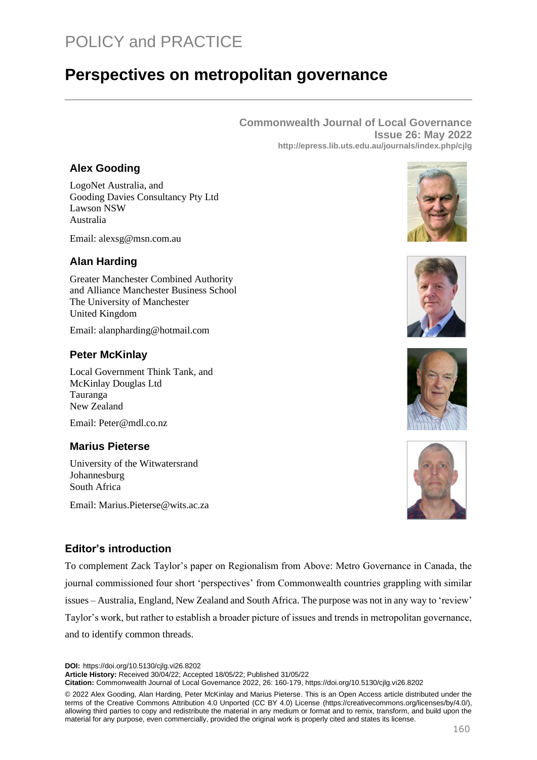POLICY and PRACTICE

# Perspectives on metropolitan governance

**Commonwealth Journal of Local Governance**
**Issue 26: May 2022**
**http://epress.lib.uts.edu.au/journals/index.php/cjlg**

### Alex Gooding

LogoNet Australia, and
Gooding Davies Consultancy Pty Ltd
Lawson NSW
Australia

Email: alexsg@msn.com.au

### Alan Harding

Greater Manchester Combined Authority
and Alliance Manchester Business School
The University of Manchester
United Kingdom

Email: alanpharding@hotmail.com

### Peter McKinlay

Local Government Think Tank, and
McKinlay Douglas Ltd
Tauranga
New Zealand

Email: Peter@mdl.co.nz

### Marius Pieterse

University of the Witwatersrand
Johannesburg
South Africa

Email: Marius.Pieterse@wits.ac.za

## Editor's introduction

To complement Zack Taylor's paper on Regionalism from Above: Metro Governance in Canada, the journal commissioned four short 'perspectives' from Commonwealth countries grappling with similar issues – Australia, England, New Zealand and South Africa. The purpose was not in any way to 'review' Taylor's work, but rather to establish a broader picture of issues and trends in metropolitan governance, and to identify common threads.

**DOI:** https://doi.org/10.5130/cjlg.vi26.8202
**Article History:** Received 30/04/22; Accepted 18/05/22; Published 31/05/22
**Citation:** Commonwealth Journal of Local Governance 2022, 26: 160-179, https://doi.org/10.5130/cjlg.vi26.8202

© 2022 Alex Gooding, Alan Harding, Peter McKinlay and Marius Pieterse. This is an Open Access article distributed under the terms of the Creative Commons Attribution 4.0 Unported (CC BY 4.0) License (https://creativecommons.org/licenses/by/4.0/), allowing third parties to copy and redistribute the material in any medium or format and to remix, transform, and build upon the material for any purpose, even commercially, provided the original work is properly cited and states its license.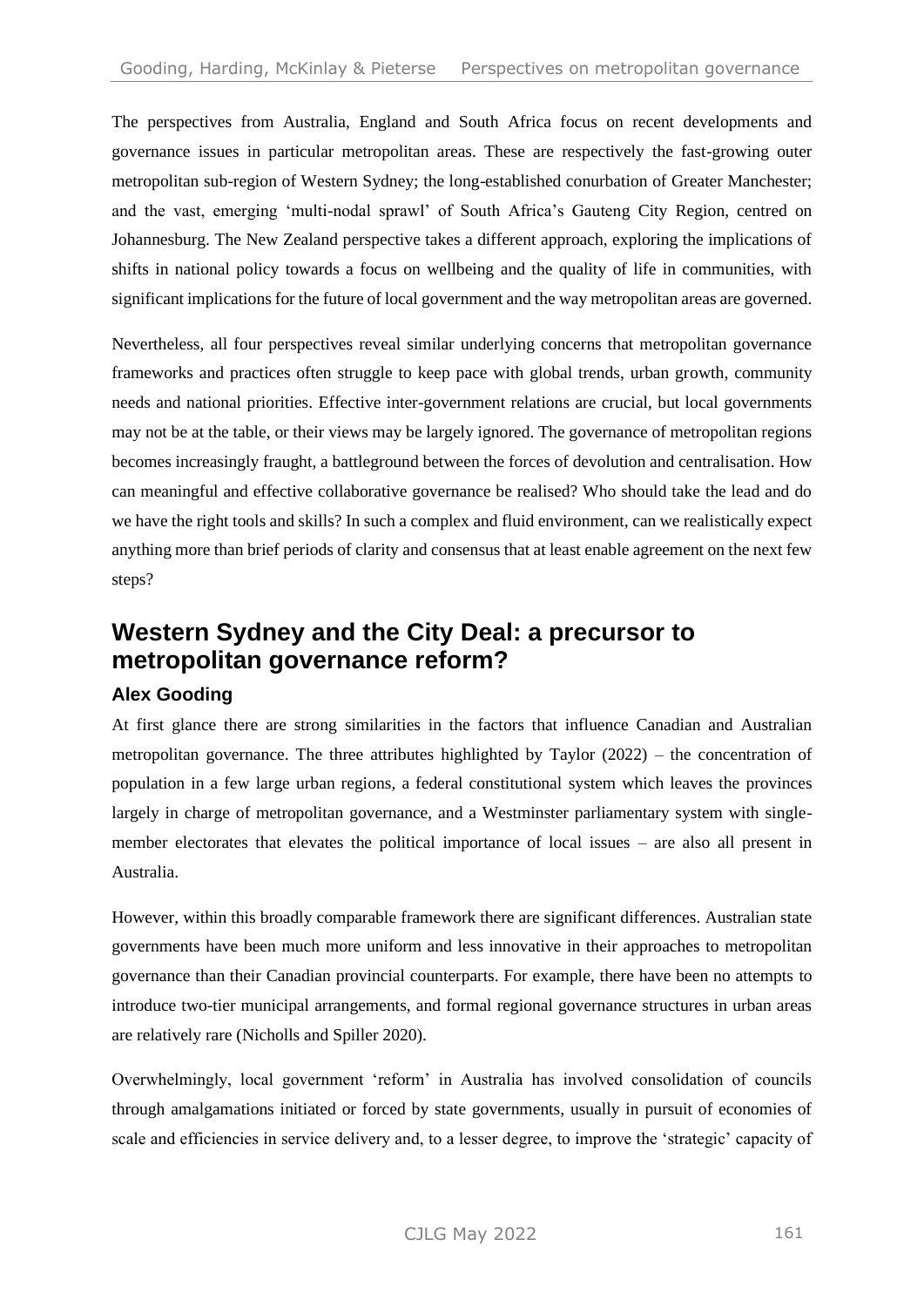The perspectives from Australia, England and South Africa focus on recent developments and governance issues in particular metropolitan areas. These are respectively the fast-growing outer metropolitan sub-region of Western Sydney; the long-established conurbation of Greater Manchester; and the vast, emerging 'multi-nodal sprawl' of South Africa's Gauteng City Region, centred on Johannesburg. The New Zealand perspective takes a different approach, exploring the implications of shifts in national policy towards a focus on wellbeing and the quality of life in communities, with significant implications for the future of local government and the way metropolitan areas are governed.

Nevertheless, all four perspectives reveal similar underlying concerns that metropolitan governance frameworks and practices often struggle to keep pace with global trends, urban growth, community needs and national priorities. Effective inter-government relations are crucial, but local governments may not be at the table, or their views may be largely ignored. The governance of metropolitan regions becomes increasingly fraught, a battleground between the forces of devolution and centralisation. How can meaningful and effective collaborative governance be realised? Who should take the lead and do we have the right tools and skills? In such a complex and fluid environment, can we realistically expect anything more than brief periods of clarity and consensus that at least enable agreement on the next few steps?

## Western Sydney and the City Deal: a precursor to metropolitan governance reform?

### Alex Gooding

At first glance there are strong similarities in the factors that influence Canadian and Australian metropolitan governance. The three attributes highlighted by Taylor (2022) – the concentration of population in a few large urban regions, a federal constitutional system which leaves the provinces largely in charge of metropolitan governance, and a Westminster parliamentary system with single-member electorates that elevates the political importance of local issues – are also all present in Australia.

However, within this broadly comparable framework there are significant differences. Australian state governments have been much more uniform and less innovative in their approaches to metropolitan governance than their Canadian provincial counterparts. For example, there have been no attempts to introduce two-tier municipal arrangements, and formal regional governance structures in urban areas are relatively rare (Nicholls and Spiller 2020).

Overwhelmingly, local government 'reform' in Australia has involved consolidation of councils through amalgamations initiated or forced by state governments, usually in pursuit of economies of scale and efficiencies in service delivery and, to a lesser degree, to improve the 'strategic' capacity of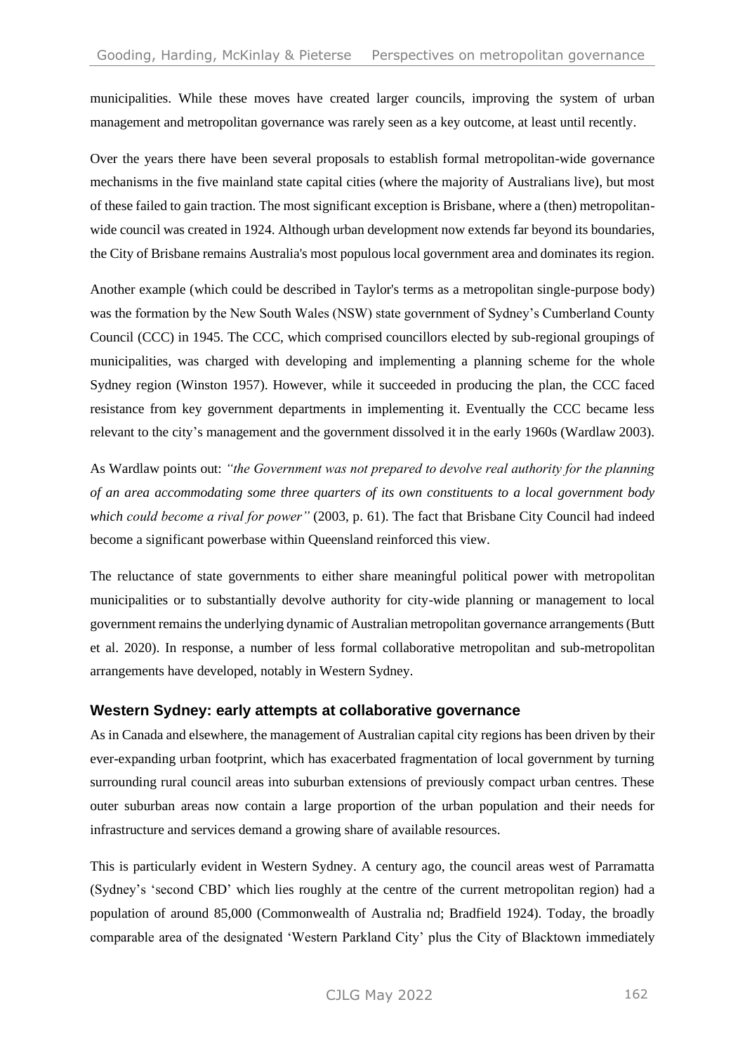municipalities. While these moves have created larger councils, improving the system of urban management and metropolitan governance was rarely seen as a key outcome, at least until recently.

Over the years there have been several proposals to establish formal metropolitan-wide governance mechanisms in the five mainland state capital cities (where the majority of Australians live), but most of these failed to gain traction. The most significant exception is Brisbane, where a (then) metropolitan-wide council was created in 1924. Although urban development now extends far beyond its boundaries, the City of Brisbane remains Australia's most populous local government area and dominates its region.

Another example (which could be described in Taylor's terms as a metropolitan single-purpose body) was the formation by the New South Wales (NSW) state government of Sydney's Cumberland County Council (CCC) in 1945. The CCC, which comprised councillors elected by sub-regional groupings of municipalities, was charged with developing and implementing a planning scheme for the whole Sydney region (Winston 1957). However, while it succeeded in producing the plan, the CCC faced resistance from key government departments in implementing it. Eventually the CCC became less relevant to the city's management and the government dissolved it in the early 1960s (Wardlaw 2003).

As Wardlaw points out: *"the Government was not prepared to devolve real authority for the planning of an area accommodating some three quarters of its own constituents to a local government body which could become a rival for power"* (2003, p. 61). The fact that Brisbane City Council had indeed become a significant powerbase within Queensland reinforced this view.

The reluctance of state governments to either share meaningful political power with metropolitan municipalities or to substantially devolve authority for city-wide planning or management to local government remains the underlying dynamic of Australian metropolitan governance arrangements (Butt et al. 2020). In response, a number of less formal collaborative metropolitan and sub-metropolitan arrangements have developed, notably in Western Sydney.

## Western Sydney: early attempts at collaborative governance

As in Canada and elsewhere, the management of Australian capital city regions has been driven by their ever-expanding urban footprint, which has exacerbated fragmentation of local government by turning surrounding rural council areas into suburban extensions of previously compact urban centres. These outer suburban areas now contain a large proportion of the urban population and their needs for infrastructure and services demand a growing share of available resources.

This is particularly evident in Western Sydney. A century ago, the council areas west of Parramatta (Sydney's 'second CBD' which lies roughly at the centre of the current metropolitan region) had a population of around 85,000 (Commonwealth of Australia nd; Bradfield 1924). Today, the broadly comparable area of the designated 'Western Parkland City' plus the City of Blacktown immediately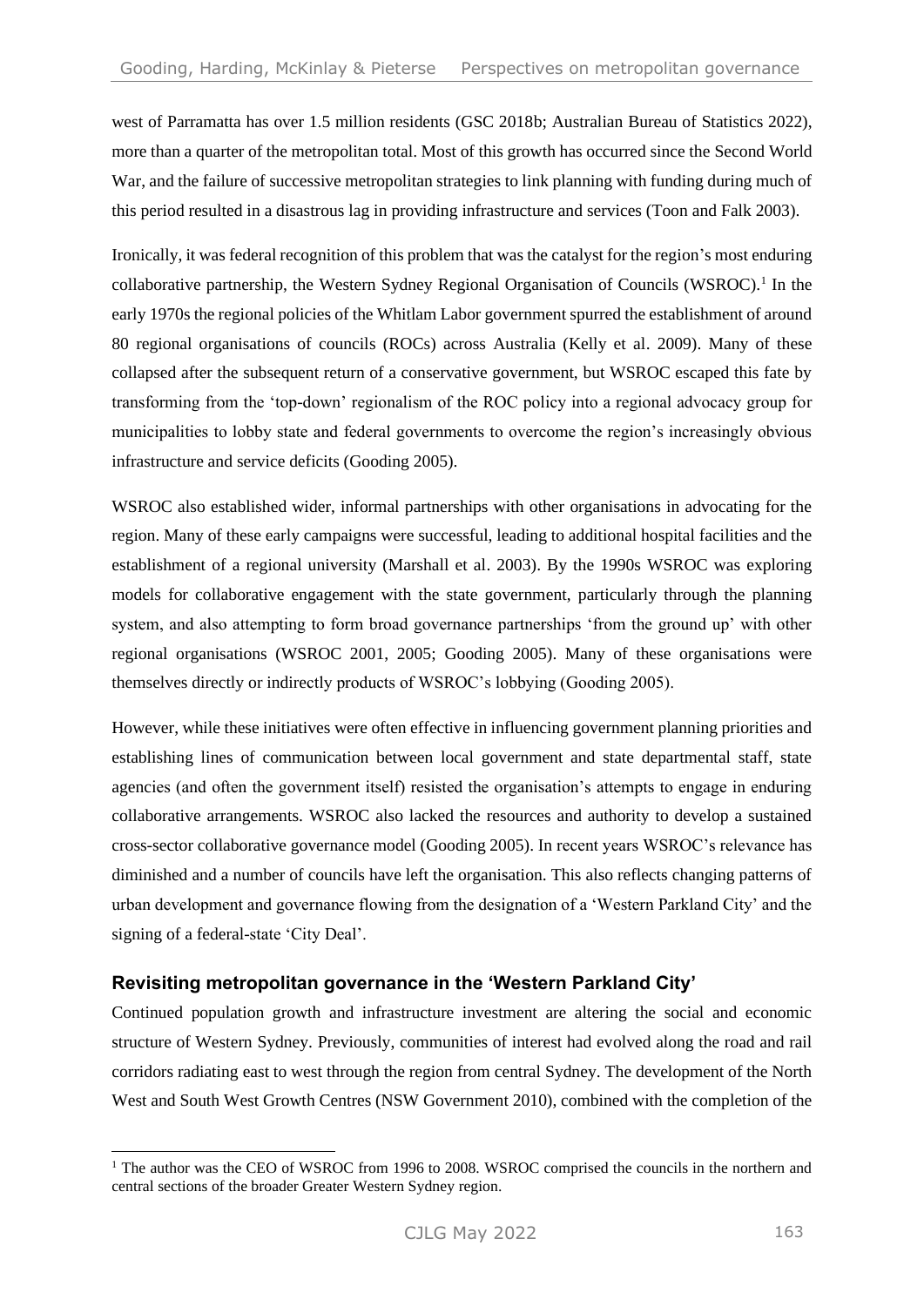west of Parramatta has over 1.5 million residents (GSC 2018b; Australian Bureau of Statistics 2022), more than a quarter of the metropolitan total. Most of this growth has occurred since the Second World War, and the failure of successive metropolitan strategies to link planning with funding during much of this period resulted in a disastrous lag in providing infrastructure and services (Toon and Falk 2003).

Ironically, it was federal recognition of this problem that was the catalyst for the region's most enduring collaborative partnership, the Western Sydney Regional Organisation of Councils (WSROC).[1] In the early 1970s the regional policies of the Whitlam Labor government spurred the establishment of around 80 regional organisations of councils (ROCs) across Australia (Kelly et al. 2009). Many of these collapsed after the subsequent return of a conservative government, but WSROC escaped this fate by transforming from the 'top-down' regionalism of the ROC policy into a regional advocacy group for municipalities to lobby state and federal governments to overcome the region's increasingly obvious infrastructure and service deficits (Gooding 2005).

WSROC also established wider, informal partnerships with other organisations in advocating for the region. Many of these early campaigns were successful, leading to additional hospital facilities and the establishment of a regional university (Marshall et al. 2003). By the 1990s WSROC was exploring models for collaborative engagement with the state government, particularly through the planning system, and also attempting to form broad governance partnerships 'from the ground up' with other regional organisations (WSROC 2001, 2005; Gooding 2005). Many of these organisations were themselves directly or indirectly products of WSROC's lobbying (Gooding 2005).

However, while these initiatives were often effective in influencing government planning priorities and establishing lines of communication between local government and state departmental staff, state agencies (and often the government itself) resisted the organisation's attempts to engage in enduring collaborative arrangements. WSROC also lacked the resources and authority to develop a sustained cross-sector collaborative governance model (Gooding 2005). In recent years WSROC's relevance has diminished and a number of councils have left the organisation. This also reflects changing patterns of urban development and governance flowing from the designation of a 'Western Parkland City' and the signing of a federal-state 'City Deal'.

### Revisiting metropolitan governance in the 'Western Parkland City'

Continued population growth and infrastructure investment are altering the social and economic structure of Western Sydney. Previously, communities of interest had evolved along the road and rail corridors radiating east to west through the region from central Sydney. The development of the North West and South West Growth Centres (NSW Government 2010), combined with the completion of the

[1] The author was the CEO of WSROC from 1996 to 2008. WSROC comprised the councils in the northern and central sections of the broader Greater Western Sydney region.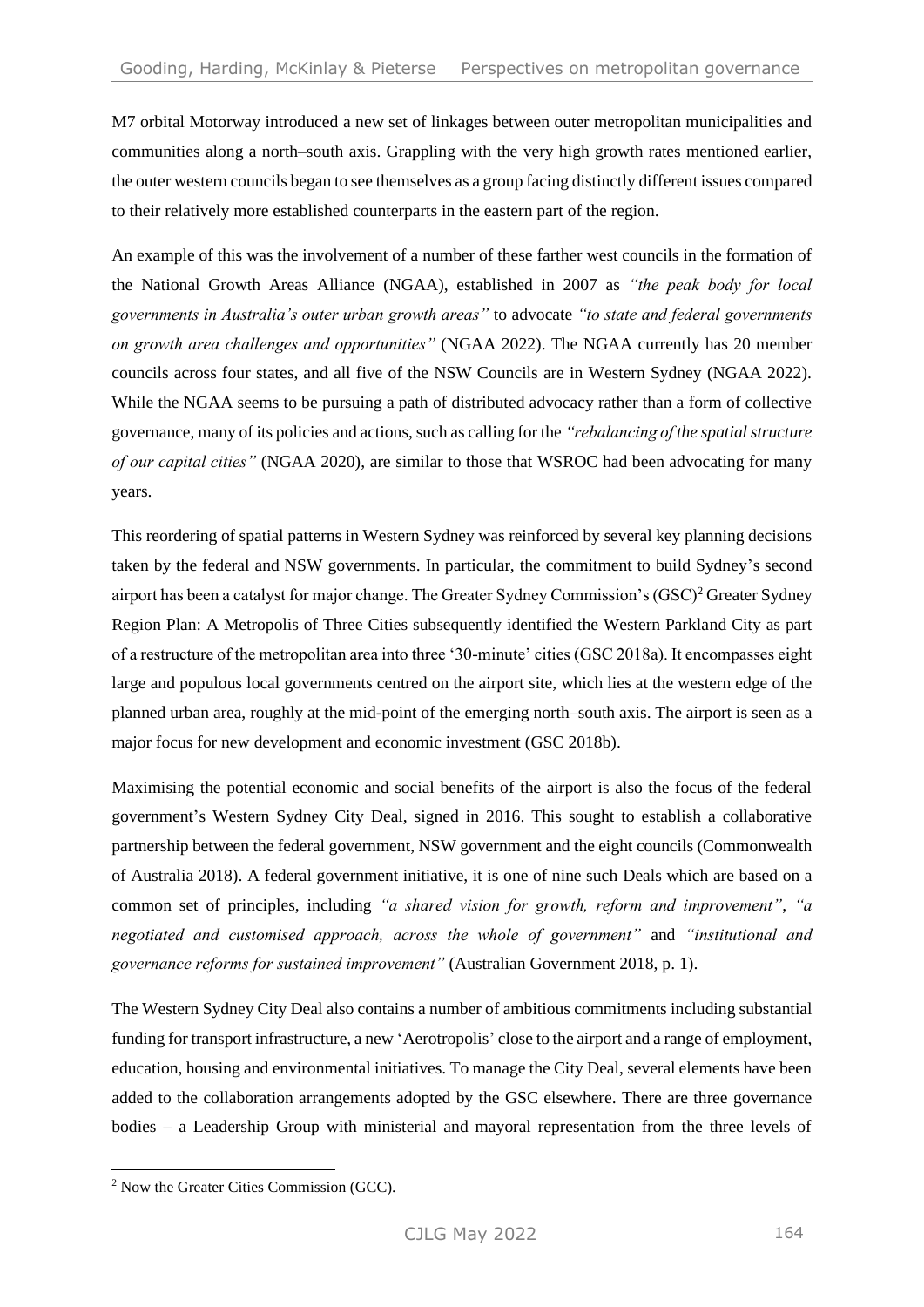M7 orbital Motorway introduced a new set of linkages between outer metropolitan municipalities and communities along a north–south axis. Grappling with the very high growth rates mentioned earlier, the outer western councils began to see themselves as a group facing distinctly different issues compared to their relatively more established counterparts in the eastern part of the region.

An example of this was the involvement of a number of these farther west councils in the formation of the National Growth Areas Alliance (NGAA), established in 2007 as *"the peak body for local governments in Australia's outer urban growth areas"* to advocate *"to state and federal governments on growth area challenges and opportunities"* (NGAA 2022). The NGAA currently has 20 member councils across four states, and all five of the NSW Councils are in Western Sydney (NGAA 2022). While the NGAA seems to be pursuing a path of distributed advocacy rather than a form of collective governance, many of its policies and actions, such as calling for the *"rebalancing of the spatial structure of our capital cities"* (NGAA 2020), are similar to those that WSROC had been advocating for many years.

This reordering of spatial patterns in Western Sydney was reinforced by several key planning decisions taken by the federal and NSW governments. In particular, the commitment to build Sydney's second airport has been a catalyst for major change. The Greater Sydney Commission's (GSC)[2] Greater Sydney Region Plan: A Metropolis of Three Cities subsequently identified the Western Parkland City as part of a restructure of the metropolitan area into three '30-minute' cities (GSC 2018a). It encompasses eight large and populous local governments centred on the airport site, which lies at the western edge of the planned urban area, roughly at the mid-point of the emerging north–south axis. The airport is seen as a major focus for new development and economic investment (GSC 2018b).

Maximising the potential economic and social benefits of the airport is also the focus of the federal government's Western Sydney City Deal, signed in 2016. This sought to establish a collaborative partnership between the federal government, NSW government and the eight councils (Commonwealth of Australia 2018). A federal government initiative, it is one of nine such Deals which are based on a common set of principles, including *"a shared vision for growth, reform and improvement"*, *"a negotiated and customised approach, across the whole of government"* and *"institutional and governance reforms for sustained improvement"* (Australian Government 2018, p. 1).

The Western Sydney City Deal also contains a number of ambitious commitments including substantial funding for transport infrastructure, a new 'Aerotropolis' close to the airport and a range of employment, education, housing and environmental initiatives. To manage the City Deal, several elements have been added to the collaboration arrangements adopted by the GSC elsewhere. There are three governance bodies – a Leadership Group with ministerial and mayoral representation from the three levels of

---

[2] Now the Greater Cities Commission (GCC).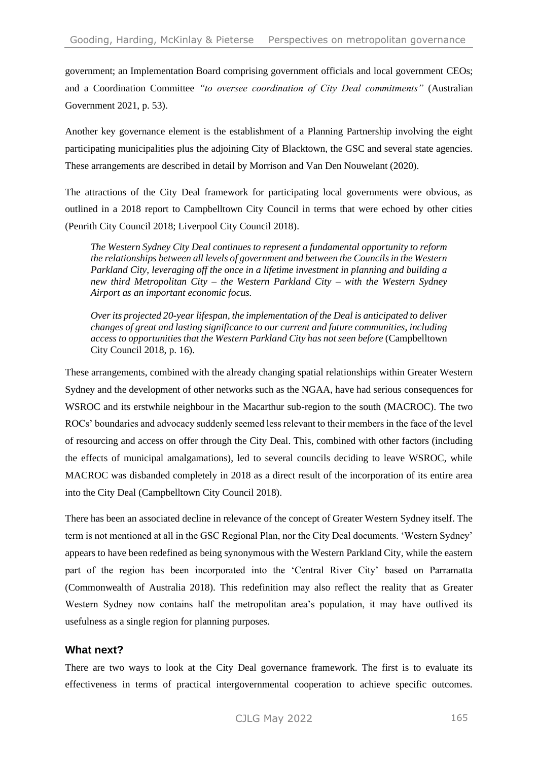government; an Implementation Board comprising government officials and local government CEOs; and a Coordination Committee *"to oversee coordination of City Deal commitments"* (Australian Government 2021, p. 53).

Another key governance element is the establishment of a Planning Partnership involving the eight participating municipalities plus the adjoining City of Blacktown, the GSC and several state agencies. These arrangements are described in detail by Morrison and Van Den Nouwelant (2020).

The attractions of the City Deal framework for participating local governments were obvious, as outlined in a 2018 report to Campbelltown City Council in terms that were echoed by other cities (Penrith City Council 2018; Liverpool City Council 2018).

> *The Western Sydney City Deal continues to represent a fundamental opportunity to reform the relationships between all levels of government and between the Councils in the Western Parkland City, leveraging off the once in a lifetime investment in planning and building a new third Metropolitan City – the Western Parkland City – with the Western Sydney Airport as an important economic focus.*
>
> *Over its projected 20-year lifespan, the implementation of the Deal is anticipated to deliver changes of great and lasting significance to our current and future communities, including access to opportunities that the Western Parkland City has not seen before* (Campbelltown City Council 2018, p. 16).

These arrangements, combined with the already changing spatial relationships within Greater Western Sydney and the development of other networks such as the NGAA, have had serious consequences for WSROC and its erstwhile neighbour in the Macarthur sub-region to the south (MACROC). The two ROCs' boundaries and advocacy suddenly seemed less relevant to their members in the face of the level of resourcing and access on offer through the City Deal. This, combined with other factors (including the effects of municipal amalgamations), led to several councils deciding to leave WSROC, while MACROC was disbanded completely in 2018 as a direct result of the incorporation of its entire area into the City Deal (Campbelltown City Council 2018).

There has been an associated decline in relevance of the concept of Greater Western Sydney itself. The term is not mentioned at all in the GSC Regional Plan, nor the City Deal documents. 'Western Sydney' appears to have been redefined as being synonymous with the Western Parkland City, while the eastern part of the region has been incorporated into the 'Central River City' based on Parramatta (Commonwealth of Australia 2018). This redefinition may also reflect the reality that as Greater Western Sydney now contains half the metropolitan area's population, it may have outlived its usefulness as a single region for planning purposes.

### What next?

There are two ways to look at the City Deal governance framework. The first is to evaluate its effectiveness in terms of practical intergovernmental cooperation to achieve specific outcomes.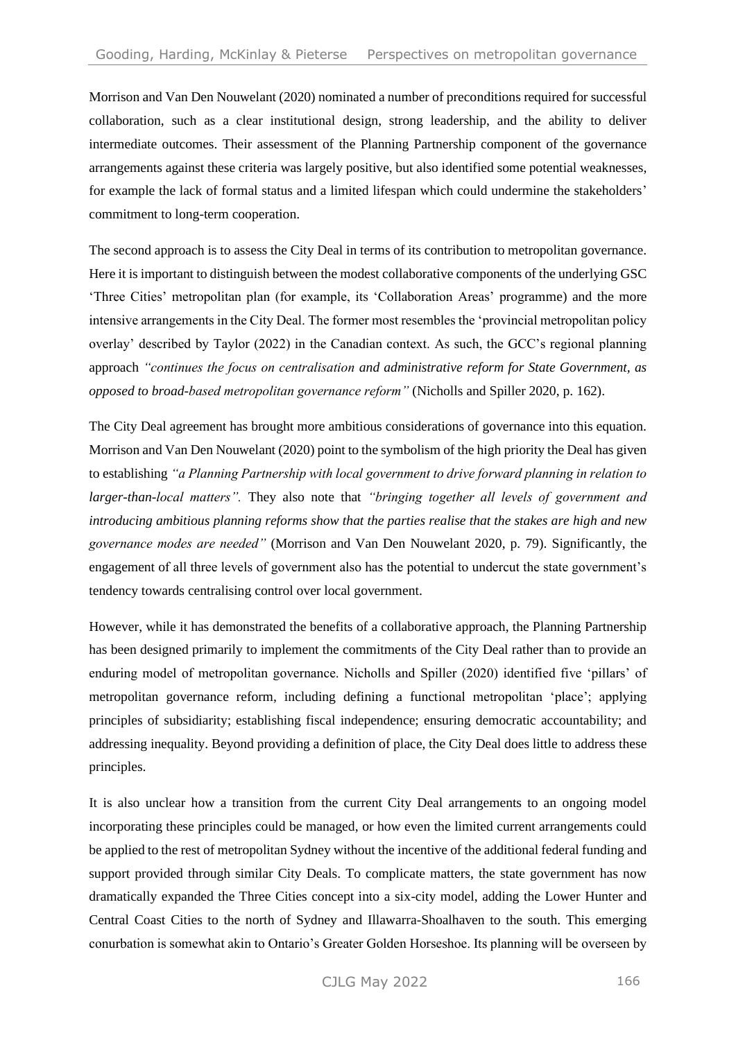Morrison and Van Den Nouwelant (2020) nominated a number of preconditions required for successful collaboration, such as a clear institutional design, strong leadership, and the ability to deliver intermediate outcomes. Their assessment of the Planning Partnership component of the governance arrangements against these criteria was largely positive, but also identified some potential weaknesses, for example the lack of formal status and a limited lifespan which could undermine the stakeholders' commitment to long-term cooperation.

The second approach is to assess the City Deal in terms of its contribution to metropolitan governance. Here it is important to distinguish between the modest collaborative components of the underlying GSC 'Three Cities' metropolitan plan (for example, its 'Collaboration Areas' programme) and the more intensive arrangements in the City Deal. The former most resembles the 'provincial metropolitan policy overlay' described by Taylor (2022) in the Canadian context. As such, the GCC's regional planning approach *"continues the focus on centralisation and administrative reform for State Government, as opposed to broad-based metropolitan governance reform"* (Nicholls and Spiller 2020, p. 162).

The City Deal agreement has brought more ambitious considerations of governance into this equation. Morrison and Van Den Nouwelant (2020) point to the symbolism of the high priority the Deal has given to establishing *"a Planning Partnership with local government to drive forward planning in relation to larger-than-local matters".* They also note that *"bringing together all levels of government and introducing ambitious planning reforms show that the parties realise that the stakes are high and new governance modes are needed"* (Morrison and Van Den Nouwelant 2020, p. 79). Significantly, the engagement of all three levels of government also has the potential to undercut the state government's tendency towards centralising control over local government.

However, while it has demonstrated the benefits of a collaborative approach, the Planning Partnership has been designed primarily to implement the commitments of the City Deal rather than to provide an enduring model of metropolitan governance. Nicholls and Spiller (2020) identified five 'pillars' of metropolitan governance reform, including defining a functional metropolitan 'place'; applying principles of subsidiarity; establishing fiscal independence; ensuring democratic accountability; and addressing inequality. Beyond providing a definition of place, the City Deal does little to address these principles.

It is also unclear how a transition from the current City Deal arrangements to an ongoing model incorporating these principles could be managed, or how even the limited current arrangements could be applied to the rest of metropolitan Sydney without the incentive of the additional federal funding and support provided through similar City Deals. To complicate matters, the state government has now dramatically expanded the Three Cities concept into a six-city model, adding the Lower Hunter and Central Coast Cities to the north of Sydney and Illawarra-Shoalhaven to the south. This emerging conurbation is somewhat akin to Ontario's Greater Golden Horseshoe. Its planning will be overseen by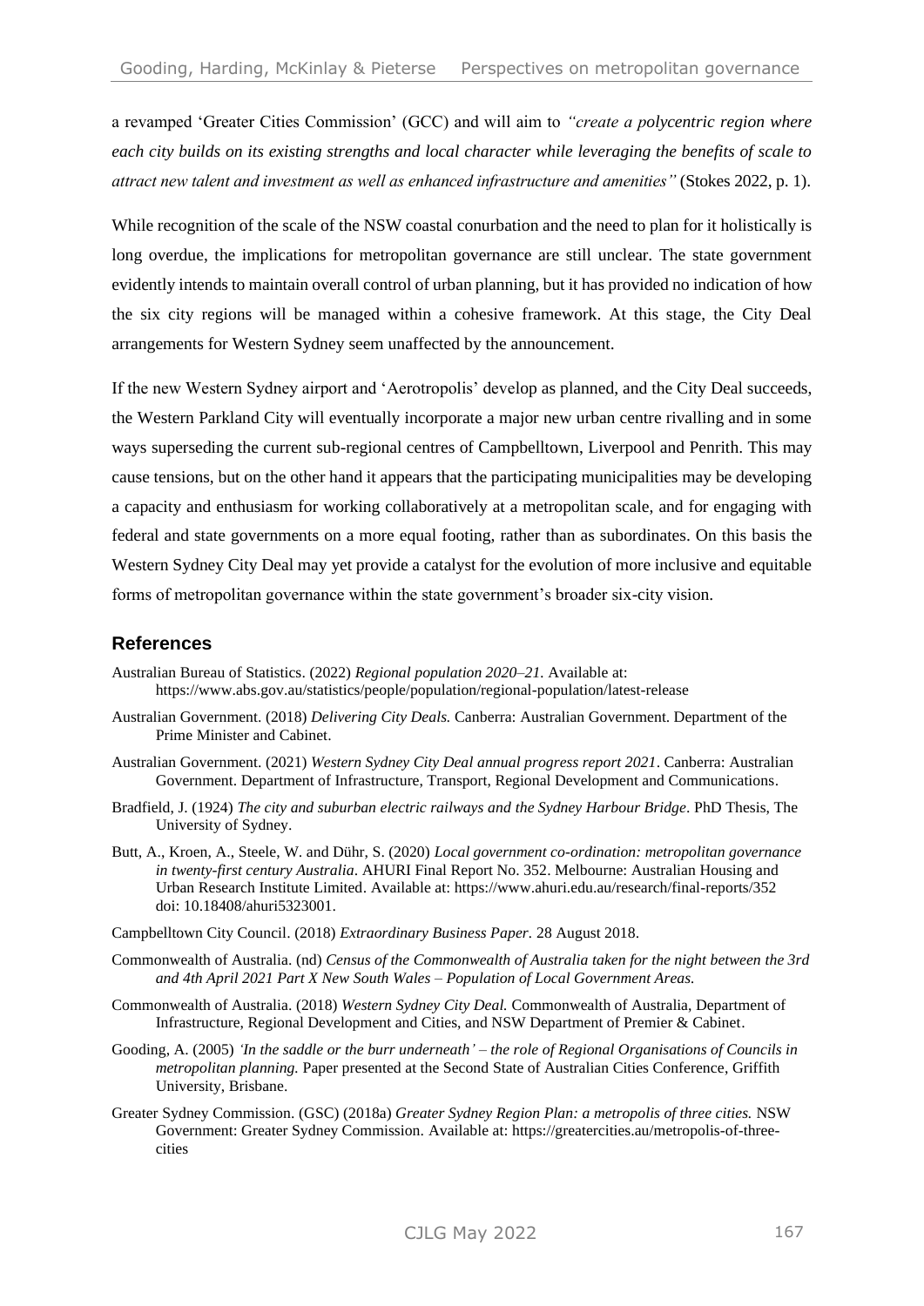a revamped 'Greater Cities Commission' (GCC) and will aim to *"create a polycentric region where each city builds on its existing strengths and local character while leveraging the benefits of scale to attract new talent and investment as well as enhanced infrastructure and amenities"* (Stokes 2022, p. 1).

While recognition of the scale of the NSW coastal conurbation and the need to plan for it holistically is long overdue, the implications for metropolitan governance are still unclear. The state government evidently intends to maintain overall control of urban planning, but it has provided no indication of how the six city regions will be managed within a cohesive framework. At this stage, the City Deal arrangements for Western Sydney seem unaffected by the announcement.

If the new Western Sydney airport and 'Aerotropolis' develop as planned, and the City Deal succeeds, the Western Parkland City will eventually incorporate a major new urban centre rivalling and in some ways superseding the current sub-regional centres of Campbelltown, Liverpool and Penrith. This may cause tensions, but on the other hand it appears that the participating municipalities may be developing a capacity and enthusiasm for working collaboratively at a metropolitan scale, and for engaging with federal and state governments on a more equal footing, rather than as subordinates. On this basis the Western Sydney City Deal may yet provide a catalyst for the evolution of more inclusive and equitable forms of metropolitan governance within the state government's broader six-city vision.

## References

Australian Bureau of Statistics. (2022) *Regional population 2020–21.* Available at: https://www.abs.gov.au/statistics/people/population/regional-population/latest-release

Australian Government. (2018) *Delivering City Deals.* Canberra: Australian Government. Department of the Prime Minister and Cabinet.

Australian Government. (2021) *Western Sydney City Deal annual progress report 2021*. Canberra: Australian Government. Department of Infrastructure, Transport, Regional Development and Communications.

Bradfield, J. (1924) *The city and suburban electric railways and the Sydney Harbour Bridge*. PhD Thesis, The University of Sydney.

Butt, A., Kroen, A., Steele, W. and Dühr, S. (2020) *Local government co-ordination: metropolitan governance in twenty-first century Australia*. AHURI Final Report No. 352. Melbourne: Australian Housing and Urban Research Institute Limited. Available at: https://www.ahuri.edu.au/research/final-reports/352 doi: 10.18408/ahuri5323001.

Campbelltown City Council. (2018) *Extraordinary Business Paper.* 28 August 2018.

Commonwealth of Australia. (nd) *Census of the Commonwealth of Australia taken for the night between the 3rd and 4th April 2021 Part X New South Wales – Population of Local Government Areas.*

Commonwealth of Australia. (2018) *Western Sydney City Deal.* Commonwealth of Australia, Department of Infrastructure, Regional Development and Cities, and NSW Department of Premier & Cabinet.

Gooding, A. (2005) *'In the saddle or the burr underneath' – the role of Regional Organisations of Councils in metropolitan planning.* Paper presented at the Second State of Australian Cities Conference, Griffith University, Brisbane.

Greater Sydney Commission. (GSC) (2018a) *Greater Sydney Region Plan: a metropolis of three cities.* NSW Government: Greater Sydney Commission. Available at: https://greatercities.au/metropolis-of-three-cities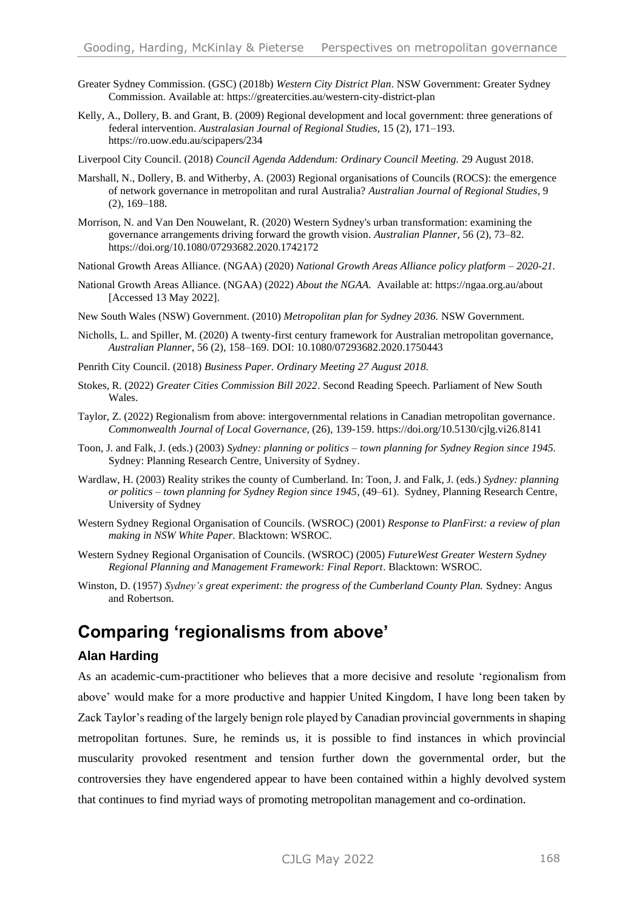Greater Sydney Commission. (GSC) (2018b) *Western City District Plan*. NSW Government: Greater Sydney Commission. Available at: https://greatercities.au/western-city-district-plan

Kelly, A., Dollery, B. and Grant, B. (2009) Regional development and local government: three generations of federal intervention. *Australasian Journal of Regional Studies,* 15 (2), 171–193. https://ro.uow.edu.au/scipapers/234

Liverpool City Council. (2018) *Council Agenda Addendum: Ordinary Council Meeting.* 29 August 2018.

Marshall, N., Dollery, B. and Witherby, A. (2003) Regional organisations of Councils (ROCS): the emergence of network governance in metropolitan and rural Australia? *Australian Journal of Regional Studies,* 9 (2), 169–188.

Morrison, N. and Van Den Nouwelant, R. (2020) Western Sydney's urban transformation: examining the governance arrangements driving forward the growth vision. *Australian Planner,* 56 (2), 73–82. https://doi.org/10.1080/07293682.2020.1742172

National Growth Areas Alliance. (NGAA) (2020) *National Growth Areas Alliance policy platform – 2020-21.*

National Growth Areas Alliance. (NGAA) (2022) *About the NGAA.* Available at: https://ngaa.org.au/about [Accessed 13 May 2022].

New South Wales (NSW) Government. (2010) *Metropolitan plan for Sydney 2036.* NSW Government.

Nicholls, L. and Spiller, M. (2020) A twenty-first century framework for Australian metropolitan governance, *Australian Planner,* 56 (2), 158–169. DOI: 10.1080/07293682.2020.1750443

Penrith City Council. (2018) *Business Paper. Ordinary Meeting 27 August 2018.*

Stokes, R. (2022) *Greater Cities Commission Bill 2022*. Second Reading Speech. Parliament of New South Wales.

Taylor, Z. (2022) Regionalism from above: intergovernmental relations in Canadian metropolitan governance. *Commonwealth Journal of Local Governance,* (26), 139-159. https://doi.org/10.5130/cjlg.vi26.8141

Toon, J. and Falk, J. (eds.) (2003) *Sydney: planning or politics – town planning for Sydney Region since 1945.* Sydney: Planning Research Centre, University of Sydney.

Wardlaw, H. (2003) Reality strikes the county of Cumberland. In: Toon, J. and Falk, J. (eds.) *Sydney: planning or politics – town planning for Sydney Region since 1945*, (49–61). Sydney, Planning Research Centre, University of Sydney

Western Sydney Regional Organisation of Councils. (WSROC) (2001) *Response to PlanFirst: a review of plan making in NSW White Paper.* Blacktown: WSROC.

Western Sydney Regional Organisation of Councils. (WSROC) (2005) *FutureWest Greater Western Sydney Regional Planning and Management Framework: Final Report*. Blacktown: WSROC.

Winston, D. (1957) *Sydney's great experiment: the progress of the Cumberland County Plan.* Sydney: Angus and Robertson.

# Comparing 'regionalisms from above'

### Alan Harding

As an academic-cum-practitioner who believes that a more decisive and resolute 'regionalism from above' would make for a more productive and happier United Kingdom, I have long been taken by Zack Taylor's reading of the largely benign role played by Canadian provincial governments in shaping metropolitan fortunes. Sure, he reminds us, it is possible to find instances in which provincial muscularity provoked resentment and tension further down the governmental order, but the controversies they have engendered appear to have been contained within a highly devolved system that continues to find myriad ways of promoting metropolitan management and co-ordination.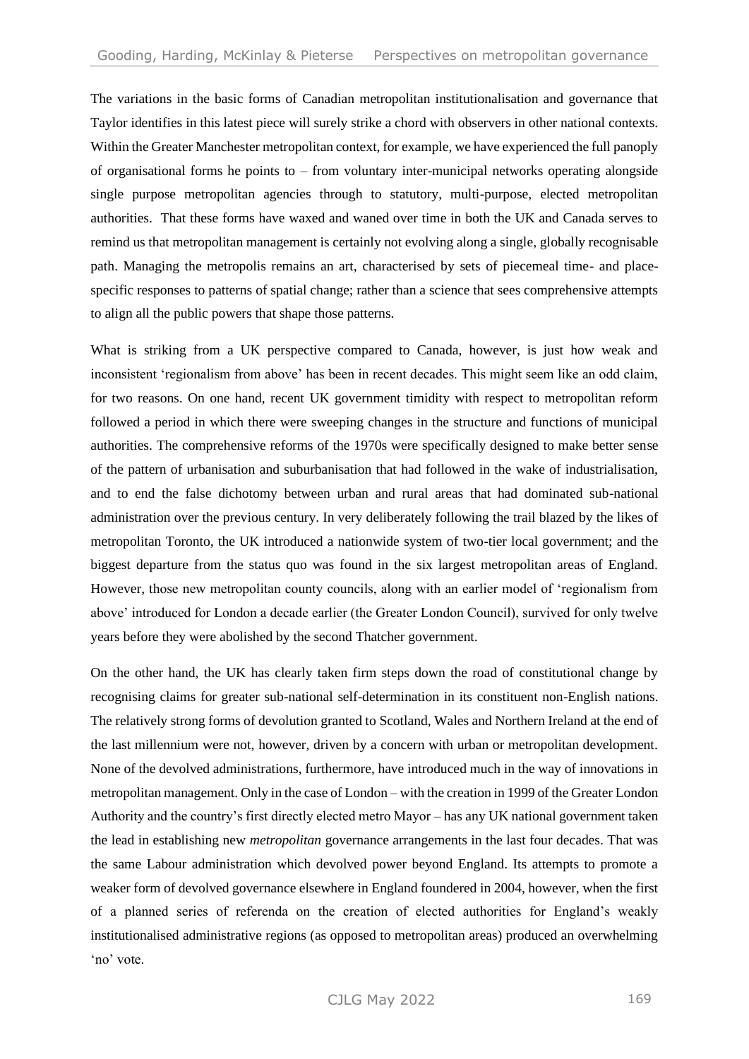The variations in the basic forms of Canadian metropolitan institutionalisation and governance that Taylor identifies in this latest piece will surely strike a chord with observers in other national contexts. Within the Greater Manchester metropolitan context, for example, we have experienced the full panoply of organisational forms he points to – from voluntary inter-municipal networks operating alongside single purpose metropolitan agencies through to statutory, multi-purpose, elected metropolitan authorities. That these forms have waxed and waned over time in both the UK and Canada serves to remind us that metropolitan management is certainly not evolving along a single, globally recognisable path. Managing the metropolis remains an art, characterised by sets of piecemeal time- and place-specific responses to patterns of spatial change; rather than a science that sees comprehensive attempts to align all the public powers that shape those patterns.

What is striking from a UK perspective compared to Canada, however, is just how weak and inconsistent 'regionalism from above' has been in recent decades. This might seem like an odd claim, for two reasons. On one hand, recent UK government timidity with respect to metropolitan reform followed a period in which there were sweeping changes in the structure and functions of municipal authorities. The comprehensive reforms of the 1970s were specifically designed to make better sense of the pattern of urbanisation and suburbanisation that had followed in the wake of industrialisation, and to end the false dichotomy between urban and rural areas that had dominated sub-national administration over the previous century. In very deliberately following the trail blazed by the likes of metropolitan Toronto, the UK introduced a nationwide system of two-tier local government; and the biggest departure from the status quo was found in the six largest metropolitan areas of England. However, those new metropolitan county councils, along with an earlier model of 'regionalism from above' introduced for London a decade earlier (the Greater London Council), survived for only twelve years before they were abolished by the second Thatcher government.

On the other hand, the UK has clearly taken firm steps down the road of constitutional change by recognising claims for greater sub-national self-determination in its constituent non-English nations. The relatively strong forms of devolution granted to Scotland, Wales and Northern Ireland at the end of the last millennium were not, however, driven by a concern with urban or metropolitan development. None of the devolved administrations, furthermore, have introduced much in the way of innovations in metropolitan management. Only in the case of London – with the creation in 1999 of the Greater London Authority and the country's first directly elected metro Mayor – has any UK national government taken the lead in establishing new *metropolitan* governance arrangements in the last four decades. That was the same Labour administration which devolved power beyond England. Its attempts to promote a weaker form of devolved governance elsewhere in England foundered in 2004, however, when the first of a planned series of referenda on the creation of elected authorities for England's weakly institutionalised administrative regions (as opposed to metropolitan areas) produced an overwhelming 'no' vote.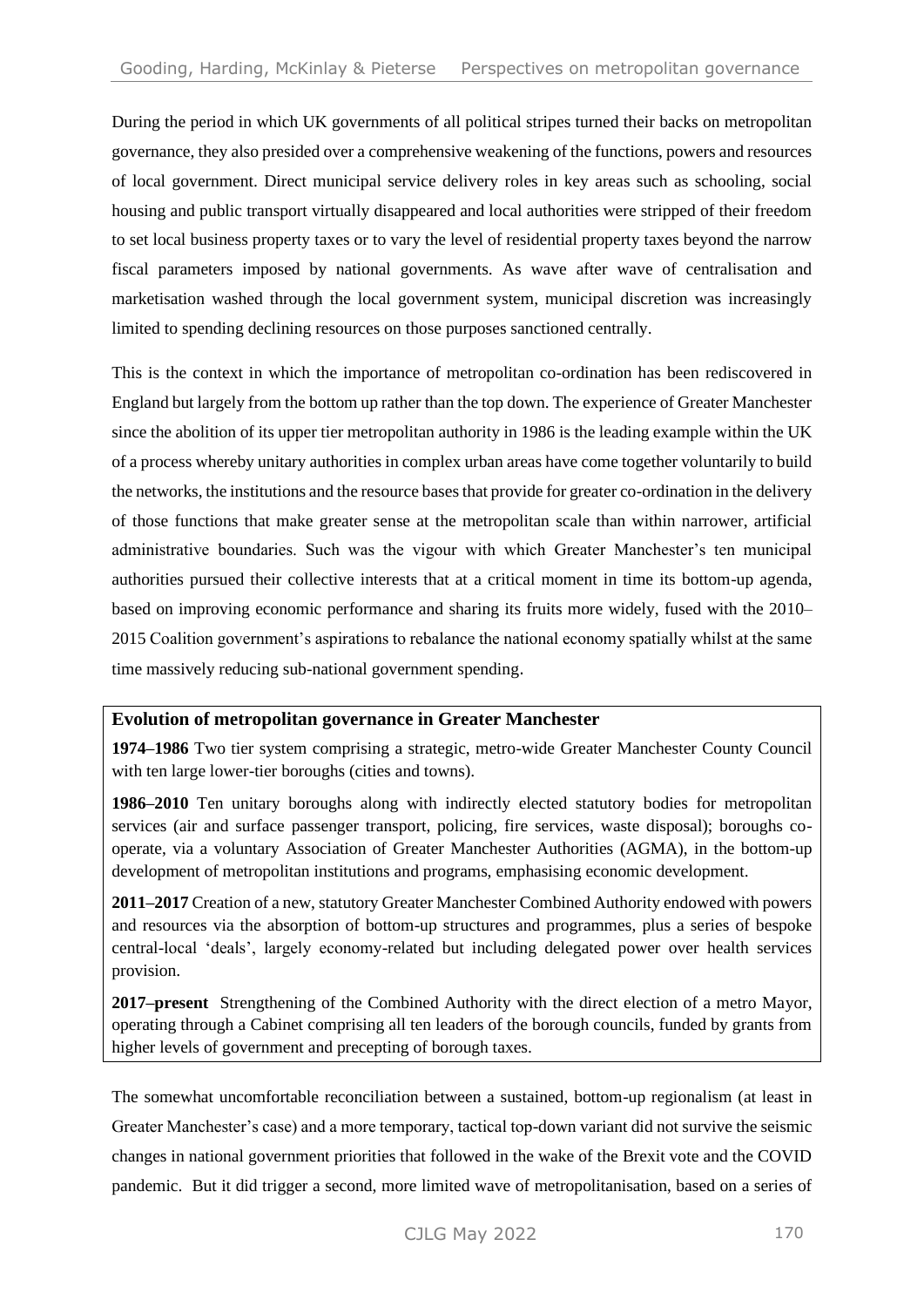During the period in which UK governments of all political stripes turned their backs on metropolitan governance, they also presided over a comprehensive weakening of the functions, powers and resources of local government. Direct municipal service delivery roles in key areas such as schooling, social housing and public transport virtually disappeared and local authorities were stripped of their freedom to set local business property taxes or to vary the level of residential property taxes beyond the narrow fiscal parameters imposed by national governments. As wave after wave of centralisation and marketisation washed through the local government system, municipal discretion was increasingly limited to spending declining resources on those purposes sanctioned centrally.

This is the context in which the importance of metropolitan co-ordination has been rediscovered in England but largely from the bottom up rather than the top down. The experience of Greater Manchester since the abolition of its upper tier metropolitan authority in 1986 is the leading example within the UK of a process whereby unitary authorities in complex urban areas have come together voluntarily to build the networks, the institutions and the resource bases that provide for greater co-ordination in the delivery of those functions that make greater sense at the metropolitan scale than within narrower, artificial administrative boundaries. Such was the vigour with which Greater Manchester's ten municipal authorities pursued their collective interests that at a critical moment in time its bottom-up agenda, based on improving economic performance and sharing its fruits more widely, fused with the 2010–2015 Coalition government's aspirations to rebalance the national economy spatially whilst at the same time massively reducing sub-national government spending.

**Evolution of metropolitan governance in Greater Manchester**

**1974–1986** Two tier system comprising a strategic, metro-wide Greater Manchester County Council with ten large lower-tier boroughs (cities and towns).

**1986–2010** Ten unitary boroughs along with indirectly elected statutory bodies for metropolitan services (air and surface passenger transport, policing, fire services, waste disposal); boroughs co-operate, via a voluntary Association of Greater Manchester Authorities (AGMA), in the bottom-up development of metropolitan institutions and programs, emphasising economic development.

**2011–2017** Creation of a new, statutory Greater Manchester Combined Authority endowed with powers and resources via the absorption of bottom-up structures and programmes, plus a series of bespoke central-local 'deals', largely economy-related but including delegated power over health services provision.

**2017–present** Strengthening of the Combined Authority with the direct election of a metro Mayor, operating through a Cabinet comprising all ten leaders of the borough councils, funded by grants from higher levels of government and precepting of borough taxes.

The somewhat uncomfortable reconciliation between a sustained, bottom-up regionalism (at least in Greater Manchester's case) and a more temporary, tactical top-down variant did not survive the seismic changes in national government priorities that followed in the wake of the Brexit vote and the COVID pandemic. But it did trigger a second, more limited wave of metropolitanisation, based on a series of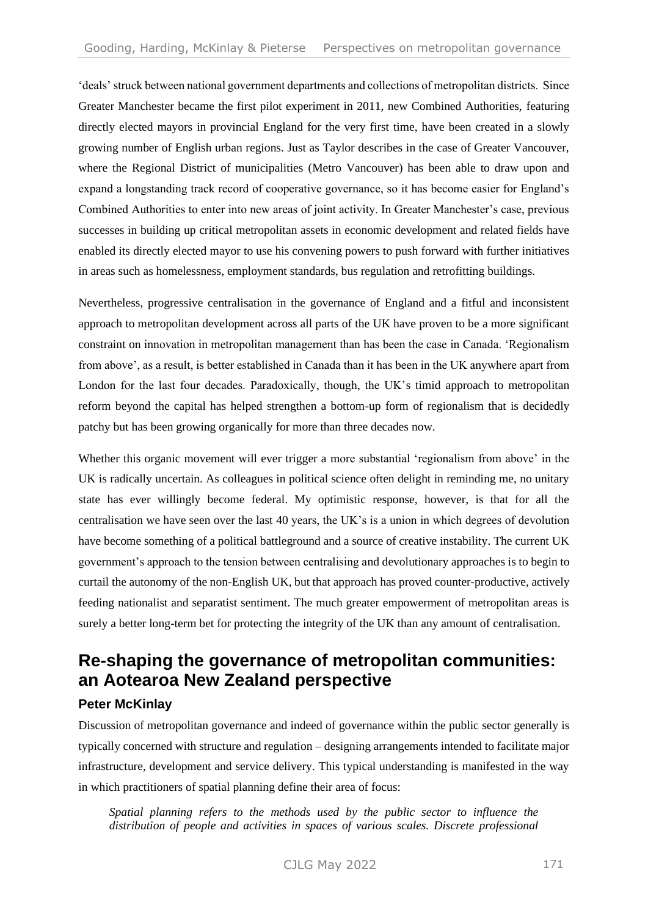'deals' struck between national government departments and collections of metropolitan districts. Since Greater Manchester became the first pilot experiment in 2011, new Combined Authorities, featuring directly elected mayors in provincial England for the very first time, have been created in a slowly growing number of English urban regions. Just as Taylor describes in the case of Greater Vancouver, where the Regional District of municipalities (Metro Vancouver) has been able to draw upon and expand a longstanding track record of cooperative governance, so it has become easier for England's Combined Authorities to enter into new areas of joint activity. In Greater Manchester's case, previous successes in building up critical metropolitan assets in economic development and related fields have enabled its directly elected mayor to use his convening powers to push forward with further initiatives in areas such as homelessness, employment standards, bus regulation and retrofitting buildings.

Nevertheless, progressive centralisation in the governance of England and a fitful and inconsistent approach to metropolitan development across all parts of the UK have proven to be a more significant constraint on innovation in metropolitan management than has been the case in Canada. 'Regionalism from above', as a result, is better established in Canada than it has been in the UK anywhere apart from London for the last four decades. Paradoxically, though, the UK's timid approach to metropolitan reform beyond the capital has helped strengthen a bottom-up form of regionalism that is decidedly patchy but has been growing organically for more than three decades now.

Whether this organic movement will ever trigger a more substantial 'regionalism from above' in the UK is radically uncertain. As colleagues in political science often delight in reminding me, no unitary state has ever willingly become federal. My optimistic response, however, is that for all the centralisation we have seen over the last 40 years, the UK's is a union in which degrees of devolution have become something of a political battleground and a source of creative instability. The current UK government's approach to the tension between centralising and devolutionary approaches is to begin to curtail the autonomy of the non-English UK, but that approach has proved counter-productive, actively feeding nationalist and separatist sentiment. The much greater empowerment of metropolitan areas is surely a better long-term bet for protecting the integrity of the UK than any amount of centralisation.

## Re-shaping the governance of metropolitan communities: an Aotearoa New Zealand perspective

### Peter McKinlay

Discussion of metropolitan governance and indeed of governance within the public sector generally is typically concerned with structure and regulation – designing arrangements intended to facilitate major infrastructure, development and service delivery. This typical understanding is manifested in the way in which practitioners of spatial planning define their area of focus:

> *Spatial planning refers to the methods used by the public sector to influence the distribution of people and activities in spaces of various scales. Discrete professional*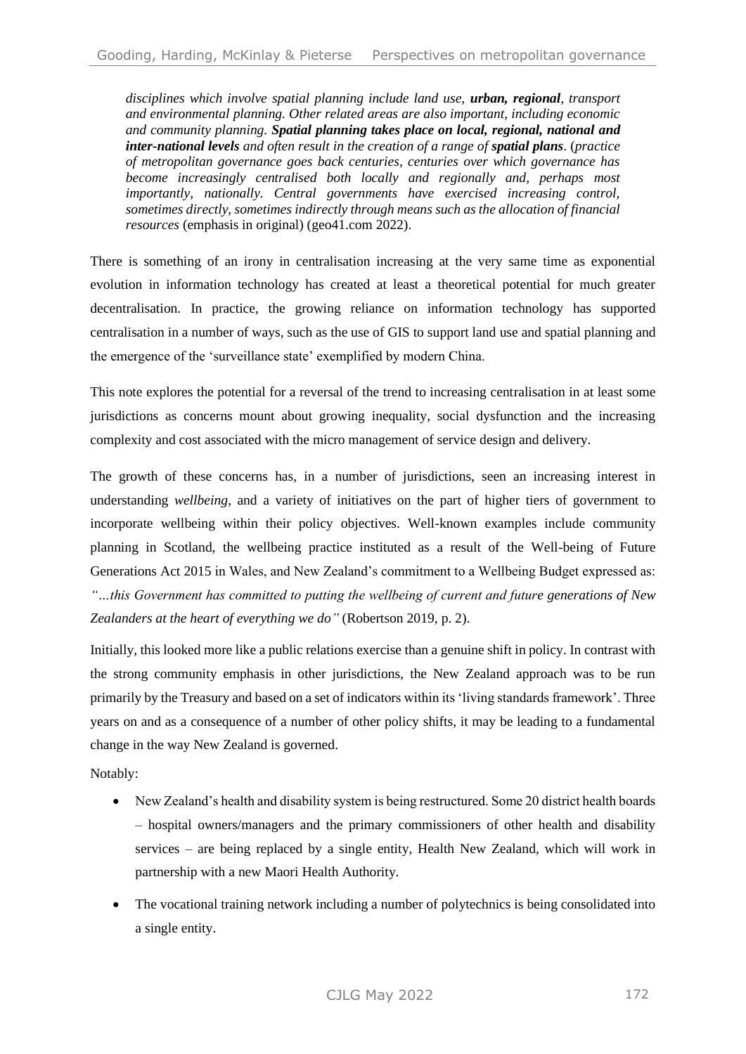*disciplines which involve spatial planning include land use, **urban, regional**, transport and environmental planning. Other related areas are also important, including economic and community planning. **Spatial planning takes place on local, regional, national and inter-national levels** and often result in the creation of a range of **spatial plans**. (practice of metropolitan governance goes back centuries, centuries over which governance has become increasingly centralised both locally and regionally and, perhaps most importantly, nationally. Central governments have exercised increasing control, sometimes directly, sometimes indirectly through means such as the allocation of financial resources* (emphasis in original) (geo41.com 2022).

There is something of an irony in centralisation increasing at the very same time as exponential evolution in information technology has created at least a theoretical potential for much greater decentralisation. In practice, the growing reliance on information technology has supported centralisation in a number of ways, such as the use of GIS to support land use and spatial planning and the emergence of the 'surveillance state' exemplified by modern China.

This note explores the potential for a reversal of the trend to increasing centralisation in at least some jurisdictions as concerns mount about growing inequality, social dysfunction and the increasing complexity and cost associated with the micro management of service design and delivery.

The growth of these concerns has, in a number of jurisdictions, seen an increasing interest in understanding *wellbeing*, and a variety of initiatives on the part of higher tiers of government to incorporate wellbeing within their policy objectives. Well-known examples include community planning in Scotland, the wellbeing practice instituted as a result of the Well-being of Future Generations Act 2015 in Wales, and New Zealand's commitment to a Wellbeing Budget expressed as: *"…this Government has committed to putting the wellbeing of current and future generations of New Zealanders at the heart of everything we do"* (Robertson 2019, p. 2).

Initially, this looked more like a public relations exercise than a genuine shift in policy. In contrast with the strong community emphasis in other jurisdictions, the New Zealand approach was to be run primarily by the Treasury and based on a set of indicators within its 'living standards framework'. Three years on and as a consequence of a number of other policy shifts, it may be leading to a fundamental change in the way New Zealand is governed.

Notably:

- New Zealand's health and disability system is being restructured. Some 20 district health boards – hospital owners/managers and the primary commissioners of other health and disability services – are being replaced by a single entity, Health New Zealand, which will work in partnership with a new Maori Health Authority.
- The vocational training network including a number of polytechnics is being consolidated into a single entity.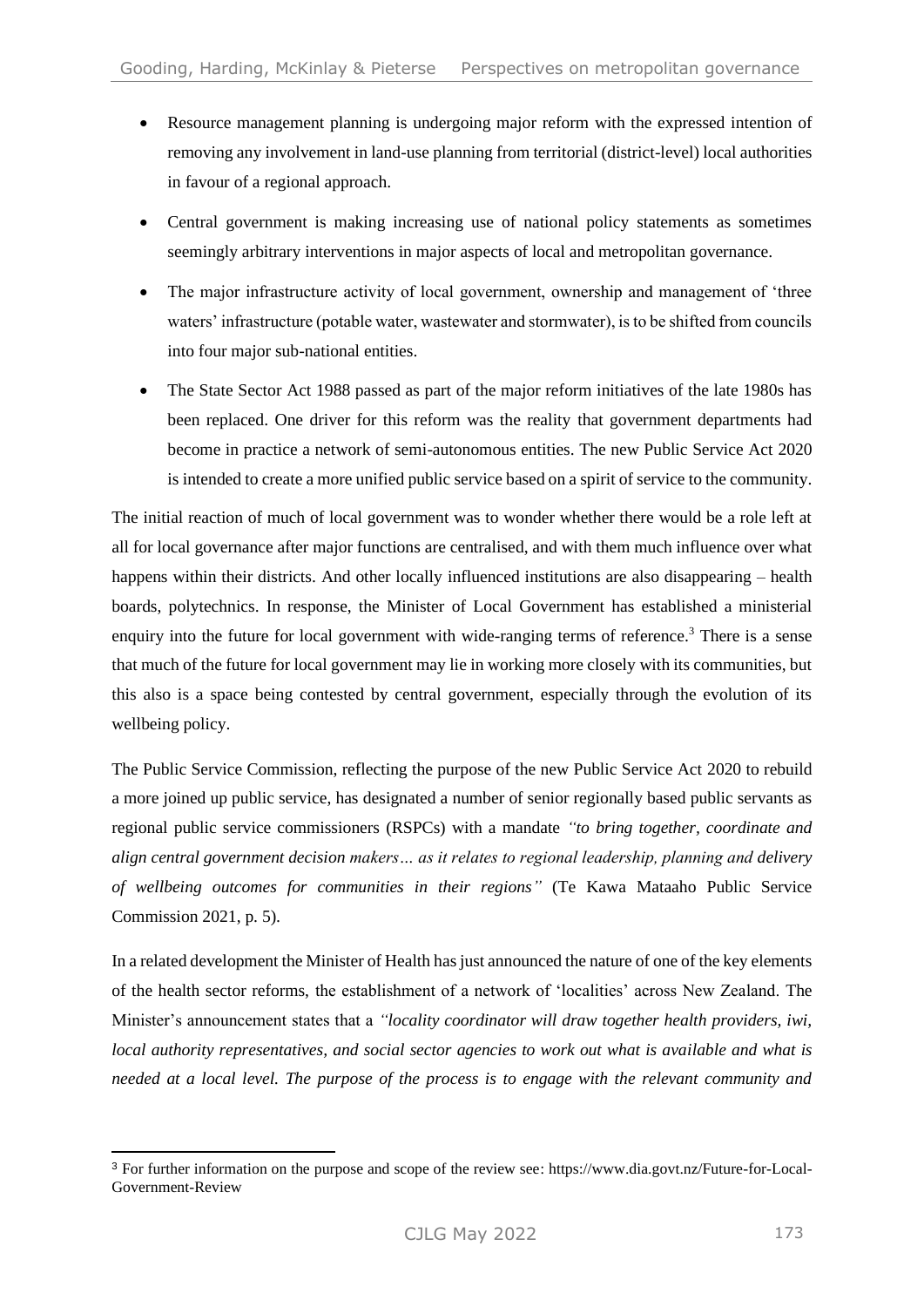- Resource management planning is undergoing major reform with the expressed intention of removing any involvement in land-use planning from territorial (district-level) local authorities in favour of a regional approach.
- Central government is making increasing use of national policy statements as sometimes seemingly arbitrary interventions in major aspects of local and metropolitan governance.
- The major infrastructure activity of local government, ownership and management of 'three waters' infrastructure (potable water, wastewater and stormwater), is to be shifted from councils into four major sub-national entities.
- The State Sector Act 1988 passed as part of the major reform initiatives of the late 1980s has been replaced. One driver for this reform was the reality that government departments had become in practice a network of semi-autonomous entities. The new Public Service Act 2020 is intended to create a more unified public service based on a spirit of service to the community.

The initial reaction of much of local government was to wonder whether there would be a role left at all for local governance after major functions are centralised, and with them much influence over what happens within their districts. And other locally influenced institutions are also disappearing – health boards, polytechnics. In response, the Minister of Local Government has established a ministerial enquiry into the future for local government with wide-ranging terms of reference.[3] There is a sense that much of the future for local government may lie in working more closely with its communities, but this also is a space being contested by central government, especially through the evolution of its wellbeing policy.

The Public Service Commission, reflecting the purpose of the new Public Service Act 2020 to rebuild a more joined up public service, has designated a number of senior regionally based public servants as regional public service commissioners (RSPCs) with a mandate *"to bring together, coordinate and align central government decision makers… as it relates to regional leadership, planning and delivery of wellbeing outcomes for communities in their regions"* (Te Kawa Mataaho Public Service Commission 2021, p. 5).

In a related development the Minister of Health has just announced the nature of one of the key elements of the health sector reforms, the establishment of a network of 'localities' across New Zealand. The Minister's announcement states that a *"locality coordinator will draw together health providers, iwi, local authority representatives, and social sector agencies to work out what is available and what is needed at a local level. The purpose of the process is to engage with the relevant community and*

---

[3] For further information on the purpose and scope of the review see: https://www.dia.govt.nz/Future-for-Local-Government-Review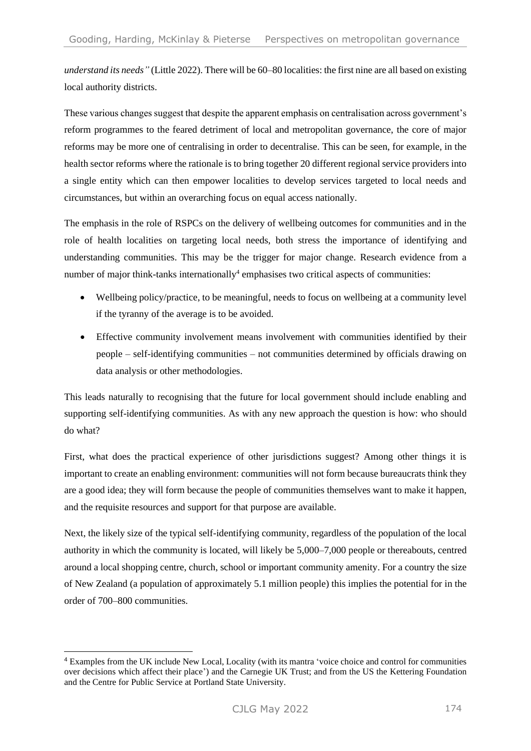*understand its needs"* (Little 2022). There will be 60–80 localities: the first nine are all based on existing local authority districts.

These various changes suggest that despite the apparent emphasis on centralisation across government's reform programmes to the feared detriment of local and metropolitan governance, the core of major reforms may be more one of centralising in order to decentralise. This can be seen, for example, in the health sector reforms where the rationale is to bring together 20 different regional service providers into a single entity which can then empower localities to develop services targeted to local needs and circumstances, but within an overarching focus on equal access nationally.

The emphasis in the role of RSPCs on the delivery of wellbeing outcomes for communities and in the role of health localities on targeting local needs, both stress the importance of identifying and understanding communities. This may be the trigger for major change. Research evidence from a number of major think-tanks internationally[4] emphasises two critical aspects of communities:

- Wellbeing policy/practice, to be meaningful, needs to focus on wellbeing at a community level if the tyranny of the average is to be avoided.
- Effective community involvement means involvement with communities identified by their people – self-identifying communities – not communities determined by officials drawing on data analysis or other methodologies.

This leads naturally to recognising that the future for local government should include enabling and supporting self-identifying communities. As with any new approach the question is how: who should do what?

First, what does the practical experience of other jurisdictions suggest? Among other things it is important to create an enabling environment: communities will not form because bureaucrats think they are a good idea; they will form because the people of communities themselves want to make it happen, and the requisite resources and support for that purpose are available.

Next, the likely size of the typical self-identifying community, regardless of the population of the local authority in which the community is located, will likely be 5,000–7,000 people or thereabouts, centred around a local shopping centre, church, school or important community amenity. For a country the size of New Zealand (a population of approximately 5.1 million people) this implies the potential for in the order of 700–800 communities.

[4] Examples from the UK include New Local, Locality (with its mantra 'voice choice and control for communities over decisions which affect their place') and the Carnegie UK Trust; and from the US the Kettering Foundation and the Centre for Public Service at Portland State University.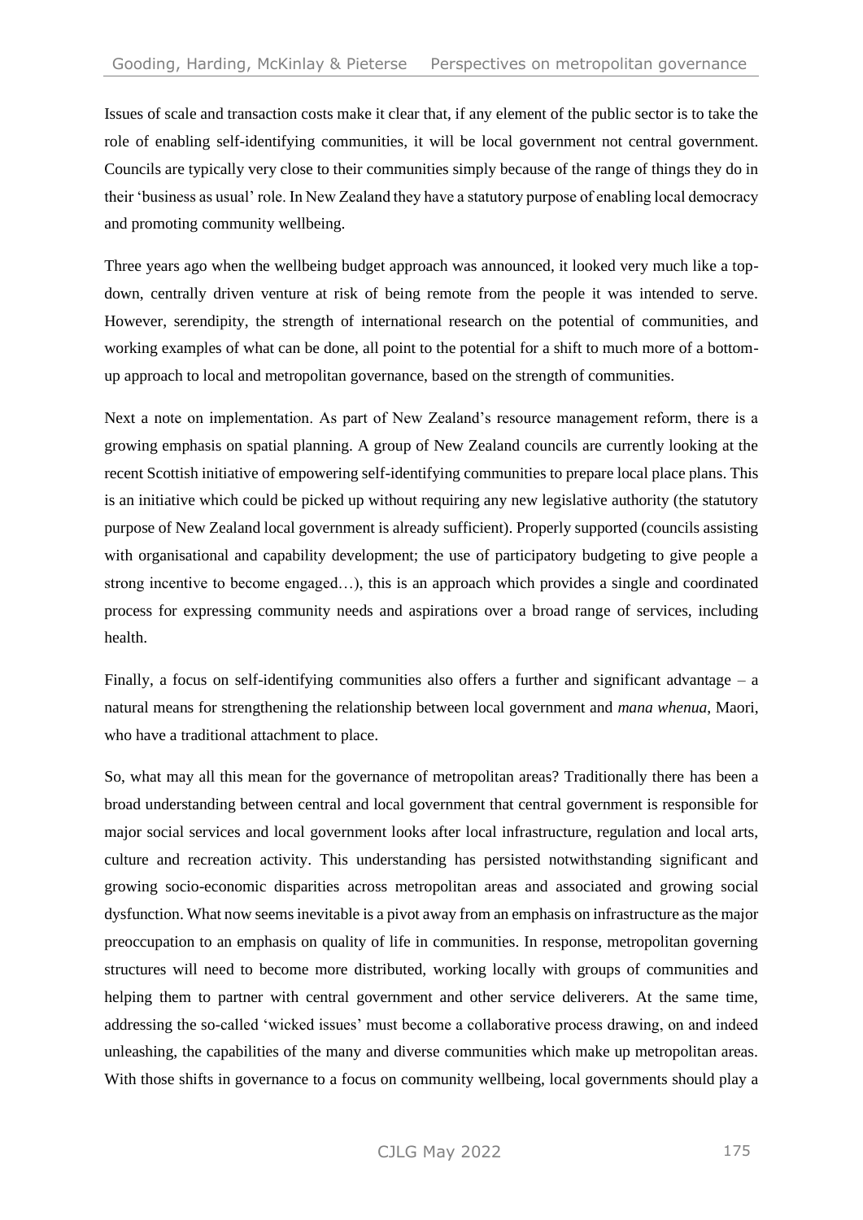Issues of scale and transaction costs make it clear that, if any element of the public sector is to take the role of enabling self-identifying communities, it will be local government not central government. Councils are typically very close to their communities simply because of the range of things they do in their 'business as usual' role. In New Zealand they have a statutory purpose of enabling local democracy and promoting community wellbeing.

Three years ago when the wellbeing budget approach was announced, it looked very much like a top-down, centrally driven venture at risk of being remote from the people it was intended to serve. However, serendipity, the strength of international research on the potential of communities, and working examples of what can be done, all point to the potential for a shift to much more of a bottom-up approach to local and metropolitan governance, based on the strength of communities.

Next a note on implementation. As part of New Zealand's resource management reform, there is a growing emphasis on spatial planning. A group of New Zealand councils are currently looking at the recent Scottish initiative of empowering self-identifying communities to prepare local place plans. This is an initiative which could be picked up without requiring any new legislative authority (the statutory purpose of New Zealand local government is already sufficient). Properly supported (councils assisting with organisational and capability development; the use of participatory budgeting to give people a strong incentive to become engaged…), this is an approach which provides a single and coordinated process for expressing community needs and aspirations over a broad range of services, including health.

Finally, a focus on self-identifying communities also offers a further and significant advantage – a natural means for strengthening the relationship between local government and *mana whenua*, Maori, who have a traditional attachment to place.

So, what may all this mean for the governance of metropolitan areas? Traditionally there has been a broad understanding between central and local government that central government is responsible for major social services and local government looks after local infrastructure, regulation and local arts, culture and recreation activity. This understanding has persisted notwithstanding significant and growing socio-economic disparities across metropolitan areas and associated and growing social dysfunction. What now seems inevitable is a pivot away from an emphasis on infrastructure as the major preoccupation to an emphasis on quality of life in communities. In response, metropolitan governing structures will need to become more distributed, working locally with groups of communities and helping them to partner with central government and other service deliverers. At the same time, addressing the so-called 'wicked issues' must become a collaborative process drawing, on and indeed unleashing, the capabilities of the many and diverse communities which make up metropolitan areas. With those shifts in governance to a focus on community wellbeing, local governments should play a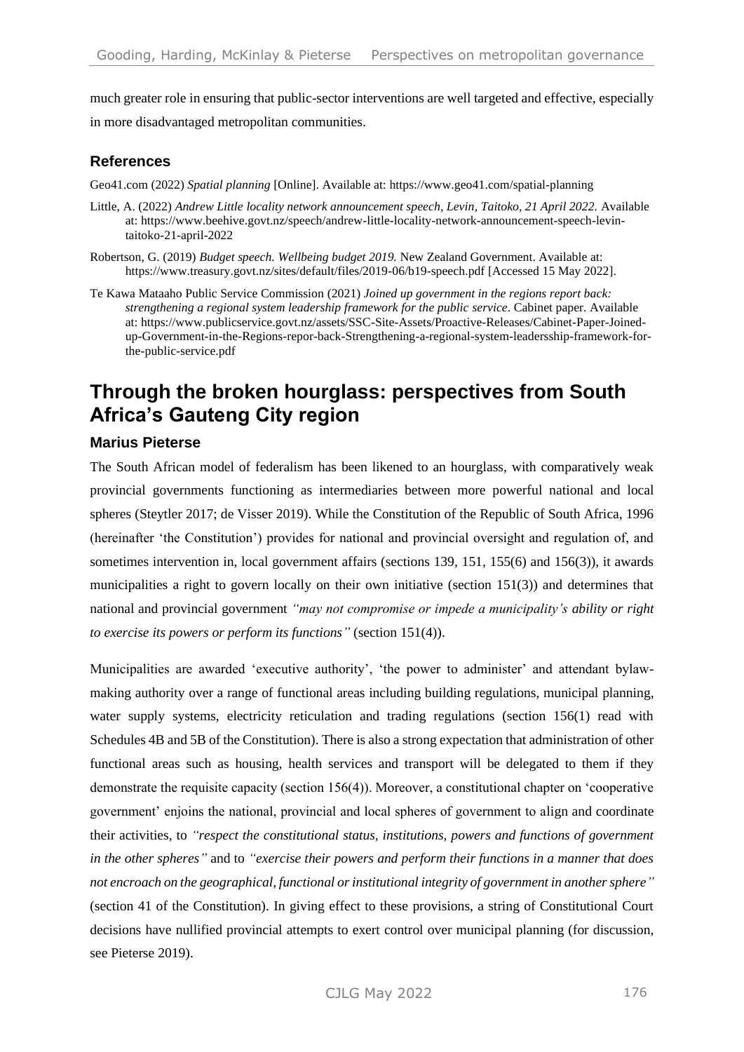much greater role in ensuring that public-sector interventions are well targeted and effective, especially in more disadvantaged metropolitan communities.

### References

Geo41.com (2022) *Spatial planning* [Online]. Available at: https://www.geo41.com/spatial-planning

Little, A. (2022) *Andrew Little locality network announcement speech, Levin, Taitoko, 21 April 2022.* Available at: https://www.beehive.govt.nz/speech/andrew-little-locality-network-announcement-speech-levin-taitoko-21-april-2022

Robertson, G. (2019) *Budget speech. Wellbeing budget 2019.* New Zealand Government. Available at: https://www.treasury.govt.nz/sites/default/files/2019-06/b19-speech.pdf [Accessed 15 May 2022].

Te Kawa Mataaho Public Service Commission (2021) *Joined up government in the regions report back: strengthening a regional system leadership framework for the public service*. Cabinet paper. Available at: https://www.publicservice.govt.nz/assets/SSC-Site-Assets/Proactive-Releases/Cabinet-Paper-Joined-up-Government-in-the-Regions-repor-back-Strengthening-a-regional-system-leadersship-framework-for-the-public-service.pdf

## Through the broken hourglass: perspectives from South Africa's Gauteng City region

### Marius Pieterse

The South African model of federalism has been likened to an hourglass, with comparatively weak provincial governments functioning as intermediaries between more powerful national and local spheres (Steytler 2017; de Visser 2019). While the Constitution of the Republic of South Africa, 1996 (hereinafter 'the Constitution') provides for national and provincial oversight and regulation of, and sometimes intervention in, local government affairs (sections 139, 151, 155(6) and 156(3)), it awards municipalities a right to govern locally on their own initiative (section 151(3)) and determines that national and provincial government *"may not compromise or impede a municipality's ability or right to exercise its powers or perform its functions"* (section 151(4)).

Municipalities are awarded 'executive authority', 'the power to administer' and attendant bylaw-making authority over a range of functional areas including building regulations, municipal planning, water supply systems, electricity reticulation and trading regulations (section 156(1) read with Schedules 4B and 5B of the Constitution). There is also a strong expectation that administration of other functional areas such as housing, health services and transport will be delegated to them if they demonstrate the requisite capacity (section 156(4)). Moreover, a constitutional chapter on 'cooperative government' enjoins the national, provincial and local spheres of government to align and coordinate their activities, to *"respect the constitutional status, institutions, powers and functions of government in the other spheres"* and to *"exercise their powers and perform their functions in a manner that does not encroach on the geographical, functional or institutional integrity of government in another sphere"* (section 41 of the Constitution). In giving effect to these provisions, a string of Constitutional Court decisions have nullified provincial attempts to exert control over municipal planning (for discussion, see Pieterse 2019).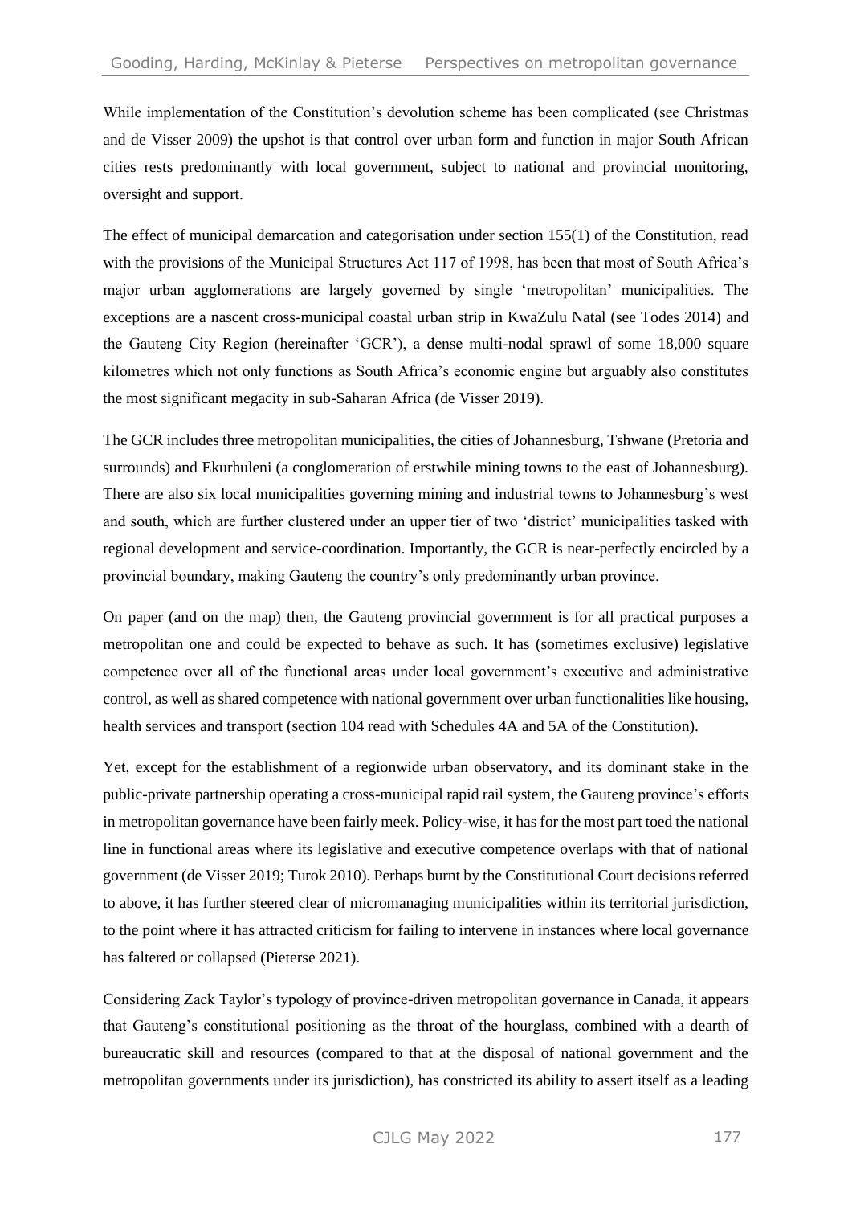While implementation of the Constitution's devolution scheme has been complicated (see Christmas and de Visser 2009) the upshot is that control over urban form and function in major South African cities rests predominantly with local government, subject to national and provincial monitoring, oversight and support.

The effect of municipal demarcation and categorisation under section 155(1) of the Constitution, read with the provisions of the Municipal Structures Act 117 of 1998, has been that most of South Africa's major urban agglomerations are largely governed by single 'metropolitan' municipalities. The exceptions are a nascent cross-municipal coastal urban strip in KwaZulu Natal (see Todes 2014) and the Gauteng City Region (hereinafter 'GCR'), a dense multi-nodal sprawl of some 18,000 square kilometres which not only functions as South Africa's economic engine but arguably also constitutes the most significant megacity in sub-Saharan Africa (de Visser 2019).

The GCR includes three metropolitan municipalities, the cities of Johannesburg, Tshwane (Pretoria and surrounds) and Ekurhuleni (a conglomeration of erstwhile mining towns to the east of Johannesburg). There are also six local municipalities governing mining and industrial towns to Johannesburg's west and south, which are further clustered under an upper tier of two 'district' municipalities tasked with regional development and service-coordination. Importantly, the GCR is near-perfectly encircled by a provincial boundary, making Gauteng the country's only predominantly urban province.

On paper (and on the map) then, the Gauteng provincial government is for all practical purposes a metropolitan one and could be expected to behave as such. It has (sometimes exclusive) legislative competence over all of the functional areas under local government's executive and administrative control, as well as shared competence with national government over urban functionalities like housing, health services and transport (section 104 read with Schedules 4A and 5A of the Constitution).

Yet, except for the establishment of a regionwide urban observatory, and its dominant stake in the public-private partnership operating a cross-municipal rapid rail system, the Gauteng province's efforts in metropolitan governance have been fairly meek. Policy-wise, it has for the most part toed the national line in functional areas where its legislative and executive competence overlaps with that of national government (de Visser 2019; Turok 2010). Perhaps burnt by the Constitutional Court decisions referred to above, it has further steered clear of micromanaging municipalities within its territorial jurisdiction, to the point where it has attracted criticism for failing to intervene in instances where local governance has faltered or collapsed (Pieterse 2021).

Considering Zack Taylor's typology of province-driven metropolitan governance in Canada, it appears that Gauteng's constitutional positioning as the throat of the hourglass, combined with a dearth of bureaucratic skill and resources (compared to that at the disposal of national government and the metropolitan governments under its jurisdiction), has constricted its ability to assert itself as a leading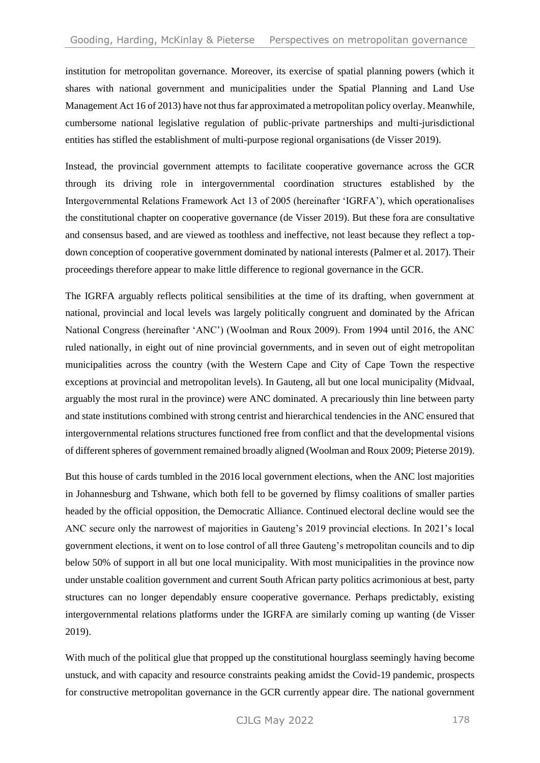institution for metropolitan governance. Moreover, its exercise of spatial planning powers (which it shares with national government and municipalities under the Spatial Planning and Land Use Management Act 16 of 2013) have not thus far approximated a metropolitan policy overlay. Meanwhile, cumbersome national legislative regulation of public-private partnerships and multi-jurisdictional entities has stifled the establishment of multi-purpose regional organisations (de Visser 2019).

Instead, the provincial government attempts to facilitate cooperative governance across the GCR through its driving role in intergovernmental coordination structures established by the Intergovernmental Relations Framework Act 13 of 2005 (hereinafter 'IGRFA'), which operationalises the constitutional chapter on cooperative governance (de Visser 2019). But these fora are consultative and consensus based, and are viewed as toothless and ineffective, not least because they reflect a top-down conception of cooperative government dominated by national interests (Palmer et al. 2017). Their proceedings therefore appear to make little difference to regional governance in the GCR.

The IGRFA arguably reflects political sensibilities at the time of its drafting, when government at national, provincial and local levels was largely politically congruent and dominated by the African National Congress (hereinafter 'ANC') (Woolman and Roux 2009). From 1994 until 2016, the ANC ruled nationally, in eight out of nine provincial governments, and in seven out of eight metropolitan municipalities across the country (with the Western Cape and City of Cape Town the respective exceptions at provincial and metropolitan levels). In Gauteng, all but one local municipality (Midvaal, arguably the most rural in the province) were ANC dominated. A precariously thin line between party and state institutions combined with strong centrist and hierarchical tendencies in the ANC ensured that intergovernmental relations structures functioned free from conflict and that the developmental visions of different spheres of government remained broadly aligned (Woolman and Roux 2009; Pieterse 2019).

But this house of cards tumbled in the 2016 local government elections, when the ANC lost majorities in Johannesburg and Tshwane, which both fell to be governed by flimsy coalitions of smaller parties headed by the official opposition, the Democratic Alliance. Continued electoral decline would see the ANC secure only the narrowest of majorities in Gauteng's 2019 provincial elections. In 2021's local government elections, it went on to lose control of all three Gauteng's metropolitan councils and to dip below 50% of support in all but one local municipality. With most municipalities in the province now under unstable coalition government and current South African party politics acrimonious at best, party structures can no longer dependably ensure cooperative governance. Perhaps predictably, existing intergovernmental relations platforms under the IGRFA are similarly coming up wanting (de Visser 2019).

With much of the political glue that propped up the constitutional hourglass seemingly having become unstuck, and with capacity and resource constraints peaking amidst the Covid-19 pandemic, prospects for constructive metropolitan governance in the GCR currently appear dire. The national government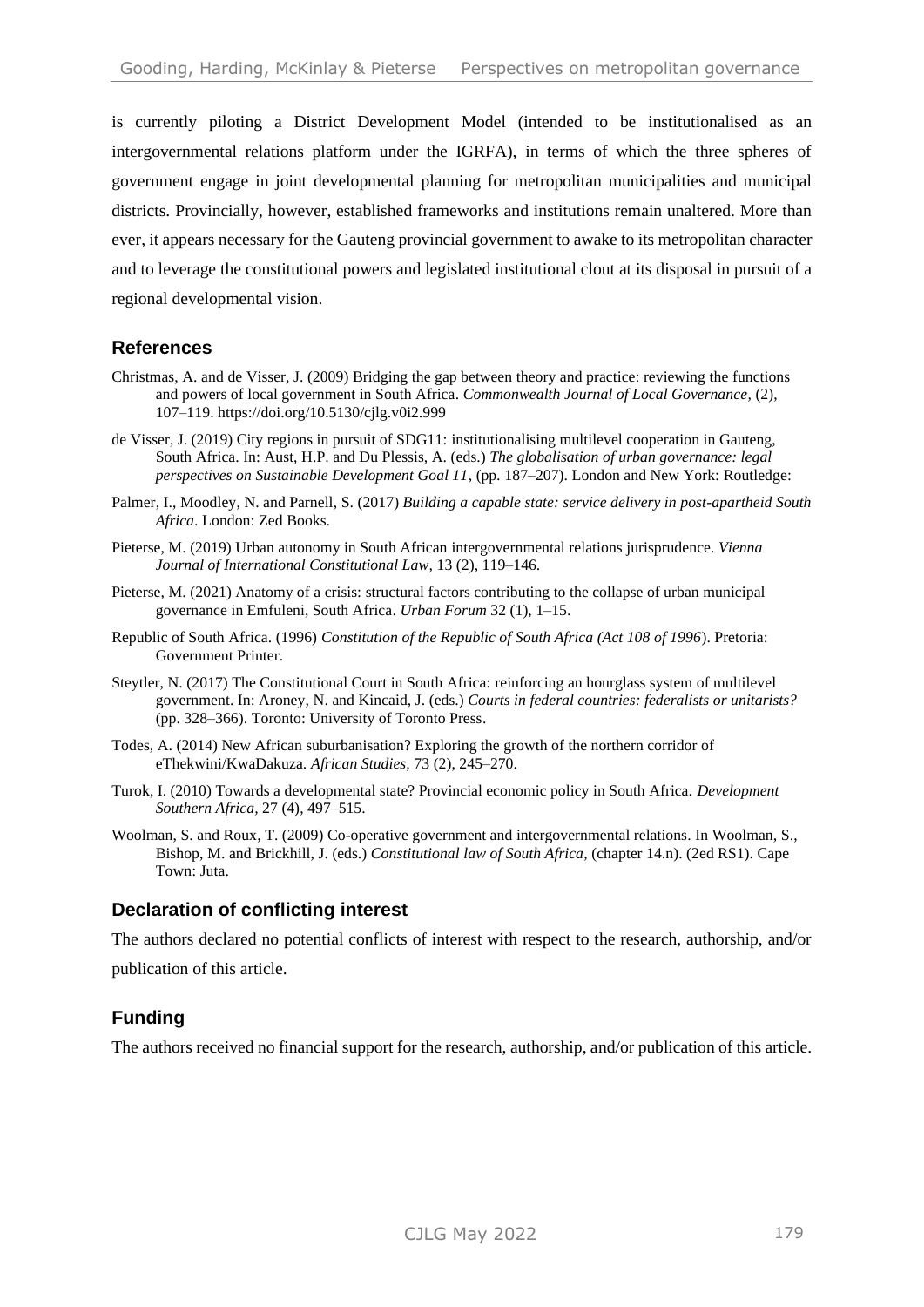is currently piloting a District Development Model (intended to be institutionalised as an intergovernmental relations platform under the IGRFA), in terms of which the three spheres of government engage in joint developmental planning for metropolitan municipalities and municipal districts. Provincially, however, established frameworks and institutions remain unaltered. More than ever, it appears necessary for the Gauteng provincial government to awake to its metropolitan character and to leverage the constitutional powers and legislated institutional clout at its disposal in pursuit of a regional developmental vision.

## References

Christmas, A. and de Visser, J. (2009) Bridging the gap between theory and practice: reviewing the functions and powers of local government in South Africa. *Commonwealth Journal of Local Governance,* (2), 107–119. https://doi.org/10.5130/cjlg.v0i2.999

de Visser, J. (2019) City regions in pursuit of SDG11: institutionalising multilevel cooperation in Gauteng, South Africa. In: Aust, H.P. and Du Plessis, A. (eds.) *The globalisation of urban governance: legal perspectives on Sustainable Development Goal 11,* (pp. 187–207). London and New York: Routledge:

Palmer, I., Moodley, N. and Parnell, S. (2017) *Building a capable state: service delivery in post-apartheid South Africa*. London: Zed Books.

Pieterse, M. (2019) Urban autonomy in South African intergovernmental relations jurisprudence. *Vienna Journal of International Constitutional Law,* 13 (2), 119–146.

Pieterse, M. (2021) Anatomy of a crisis: structural factors contributing to the collapse of urban municipal governance in Emfuleni, South Africa. *Urban Forum* 32 (1), 1–15.

Republic of South Africa. (1996) *Constitution of the Republic of South Africa (Act 108 of 1996*). Pretoria: Government Printer.

Steytler, N. (2017) The Constitutional Court in South Africa: reinforcing an hourglass system of multilevel government. In: Aroney, N. and Kincaid, J. (eds.) *Courts in federal countries: federalists or unitarists?* (pp. 328–366). Toronto: University of Toronto Press.

Todes, A. (2014) New African suburbanisation? Exploring the growth of the northern corridor of eThekwini/KwaDakuza. *African Studies,* 73 (2), 245–270.

Turok, I. (2010) Towards a developmental state? Provincial economic policy in South Africa. *Development Southern Africa,* 27 (4), 497–515.

Woolman, S. and Roux, T. (2009) Co-operative government and intergovernmental relations. In Woolman, S., Bishop, M. and Brickhill, J. (eds.) *Constitutional law of South Africa,* (chapter 14.n). (2ed RS1). Cape Town: Juta.

## Declaration of conflicting interest

The authors declared no potential conflicts of interest with respect to the research, authorship, and/or publication of this article.

## Funding

The authors received no financial support for the research, authorship, and/or publication of this article.